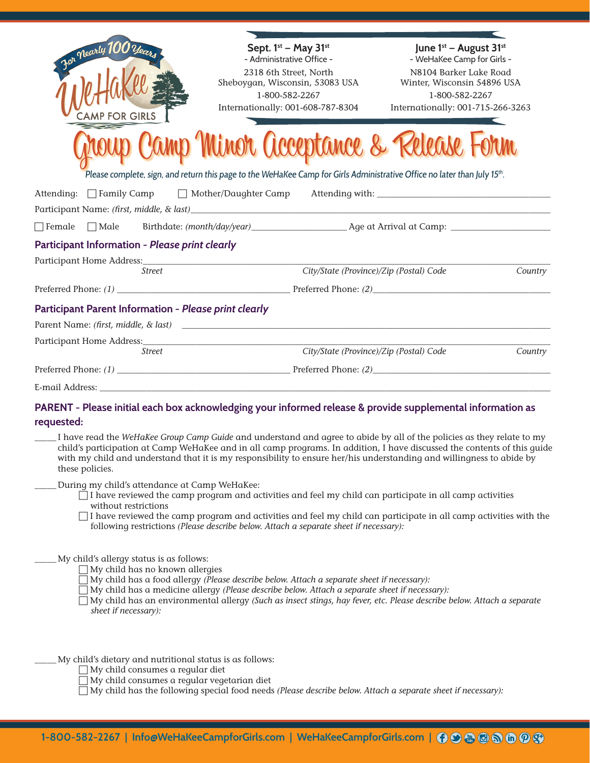For Nearly 100 Years

WeHaKee CAMP FOR GIRLS

**Sept. 1st – May 31st**
- Administrative Office -
2318 6th Street, North
Sheboygan, Wisconsin, 53083 USA
1-800-582-2267
Internationally: 001-608-787-8304

**June 1st – August 31st**
- WeHaKee Camp for Girls -
N8104 Barker Lake Road
Winter, Wisconsin 54896 USA
1-800-582-2267
Internationally: 001-715-266-3263

# Group Camp Minor Acceptance & Release Form

*Please complete, sign, and return this page to the WeHaKee Camp for Girls Administrative Office no later than July 15th.*

Attending: ☐ Family Camp ☐ Mother/Daughter Camp Attending with: ____________________

Participant Name: *(first, middle, & last)* ____________________

☐ Female ☐ Male Birthdate: *(month/day/year)* ____________________ Age at Arrival at Camp: ____________________

## Participant Information - *Please print clearly*

Participant Home Address: ____________________
*Street* *City/State (Province)/Zip (Postal) Code* *Country*

Preferred Phone: *(1)* ____________________ Preferred Phone: *(2)* ____________________

## Participant Parent Information - *Please print clearly*

Parent Name: *(first, middle, & last)* ____________________

Participant Home Address: ____________________
*Street* *City/State (Province)/Zip (Postal) Code* *Country*

Preferred Phone: *(1)* ____________________ Preferred Phone: *(2)* ____________________

E-mail Address: ____________________

## PARENT - Please initial each box acknowledging your informed release & provide supplemental information as requested:

_____ I have read the *WeHaKee Group Camp Guide* and understand and agree to abide by all of the policies as they relate to my child's participation at Camp WeHaKee and in all camp programs. In addition, I have discussed the contents of this guide with my child and understand that it is my responsibility to ensure her/his understanding and willingness to abide by these policies.

_____ During my child's attendance at Camp WeHaKee:
- ☐ I have reviewed the camp program and activities and feel my child can participate in all camp activities without restrictions
- ☐ I have reviewed the camp program and activities and feel my child can participate in all camp activities with the following restrictions *(Please describe below. Attach a separate sheet if necessary):*

_____ My child's allergy status is as follows:
- ☐ My child has no known allergies
- ☐ My child has a food allergy *(Please describe below. Attach a separate sheet if necessary):*
- ☐ My child has a medicine allergy *(Please describe below. Attach a separate sheet if necessary):*
- ☐ My child has an environmental allergy *(Such as insect stings, hay fever, etc. Please describe below. Attach a separate sheet if necessary):*

_____ My child's dietary and nutritional status is as follows:
- ☐ My child consumes a regular diet
- ☐ My child consumes a regular vegetarian diet
- ☐ My child has the following special food needs *(Please describe below. Attach a separate sheet if necessary):*

1-800-582-2267 | Info@WeHaKeeCampforGirls.com | WeHaKeeCampforGirls.com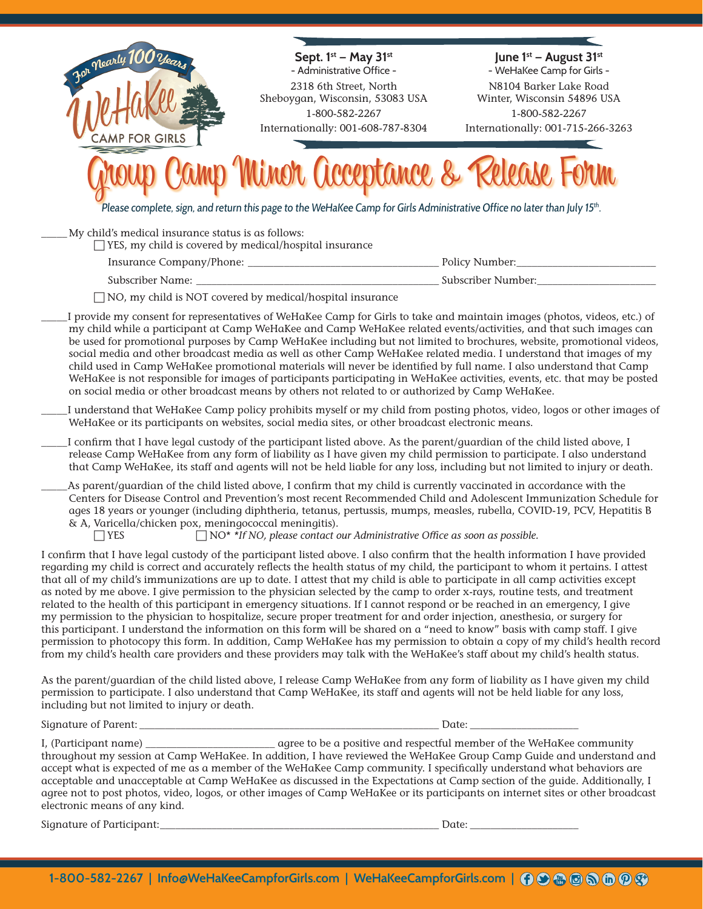For Nearly 100 Years
WeHaKee
CAMP FOR GIRLS

**Sept. 1st – May 31st**
- Administrative Office -
2318 6th Street, North
Sheboygan, Wisconsin, 53083 USA
1-800-582-2267
Internationally: 001-608-787-8304

**June 1st – August 31st**
- WeHaKee Camp for Girls -
N8104 Barker Lake Road
Winter, Wisconsin 54896 USA
1-800-582-2267
Internationally: 001-715-266-3263

# Group Camp Minor Acceptance & Release Form

*Please complete, sign, and return this page to the WeHaKee Camp for Girls Administrative Office no later than July 15th.*

_____ My child's medical insurance status is as follows:

☐ YES, my child is covered by medical/hospital insurance

Insurance Company/Phone: ___________________________________ Policy Number:__________________________

Subscriber Name: _____________________________________________ Subscriber Number:______________________

☐ NO, my child is NOT covered by medical/hospital insurance

_____I provide my consent for representatives of WeHaKee Camp for Girls to take and maintain images (photos, videos, etc.) of my child while a participant at Camp WeHaKee and Camp WeHaKee related events/activities, and that such images can be used for promotional purposes by Camp WeHaKee including but not limited to brochures, website, promotional videos, social media and other broadcast media as well as other Camp WeHaKee related media. I understand that images of my child used in Camp WeHaKee promotional materials will never be identified by full name. I also understand that Camp WeHaKee is not responsible for images of participants participating in WeHaKee activities, events, etc. that may be posted on social media or other broadcast means by others not related to or authorized by Camp WeHaKee.

_____I understand that WeHaKee Camp policy prohibits myself or my child from posting photos, video, logos or other images of WeHaKee or its participants on websites, social media sites, or other broadcast electronic means.

_____I confirm that I have legal custody of the participant listed above. As the parent/guardian of the child listed above, I release Camp WeHaKee from any form of liability as I have given my child permission to participate. I also understand that Camp WeHaKee, its staff and agents will not be held liable for any loss, including but not limited to injury or death.

_____As parent/guardian of the child listed above, I confirm that my child is currently vaccinated in accordance with the Centers for Disease Control and Prevention's most recent Recommended Child and Adolescent Immunization Schedule for ages 18 years or younger (including diphtheria, tetanus, pertussis, mumps, measles, rubella, COVID-19, PCV, Hepatitis B & A, Varicella/chicken pox, meningococcal meningitis).

☐ YES ☐ NO* *\*If NO, please contact our Administrative Office as soon as possible.*

I confirm that I have legal custody of the participant listed above. I also confirm that the health information I have provided regarding my child is correct and accurately reflects the health status of my child, the participant to whom it pertains. I attest that all of my child's immunizations are up to date. I attest that my child is able to participate in all camp activities except as noted by me above. I give permission to the physician selected by the camp to order x-rays, routine tests, and treatment related to the health of this participant in emergency situations. If I cannot respond or be reached in an emergency, I give my permission to the physician to hospitalize, secure proper treatment for and order injection, anesthesia, or surgery for this participant. I understand the information on this form will be shared on a "need to know" basis with camp staff. I give permission to photocopy this form. In addition, Camp WeHaKee has my permission to obtain a copy of my child's health record from my child's health care providers and these providers may talk with the WeHaKee's staff about my child's health status.

As the parent/guardian of the child listed above, I release Camp WeHaKee from any form of liability as I have given my child permission to participate. I also understand that Camp WeHaKee, its staff and agents will not be held liable for any loss, including but not limited to injury or death.

Signature of Parent: _________________________________________________________ Date: ____________________

I, (Participant name) ________________________ agree to be a positive and respectful member of the WeHaKee community throughout my session at Camp WeHaKee. In addition, I have reviewed the WeHaKee Group Camp Guide and understand and accept what is expected of me as a member of the WeHaKee Camp community. I specifically understand what behaviors are acceptable and unacceptable at Camp WeHaKee as discussed in the Expectations at Camp section of the guide. Additionally, I agree not to post photos, video, logos, or other images of Camp WeHaKee or its participants on internet sites or other broadcast electronic means of any kind.

Signature of Participant:_____________________________________________________ Date: ____________________

1-800-582-2267 | Info@WeHaKeeCampforGirls.com | WeHaKeeCampforGirls.com